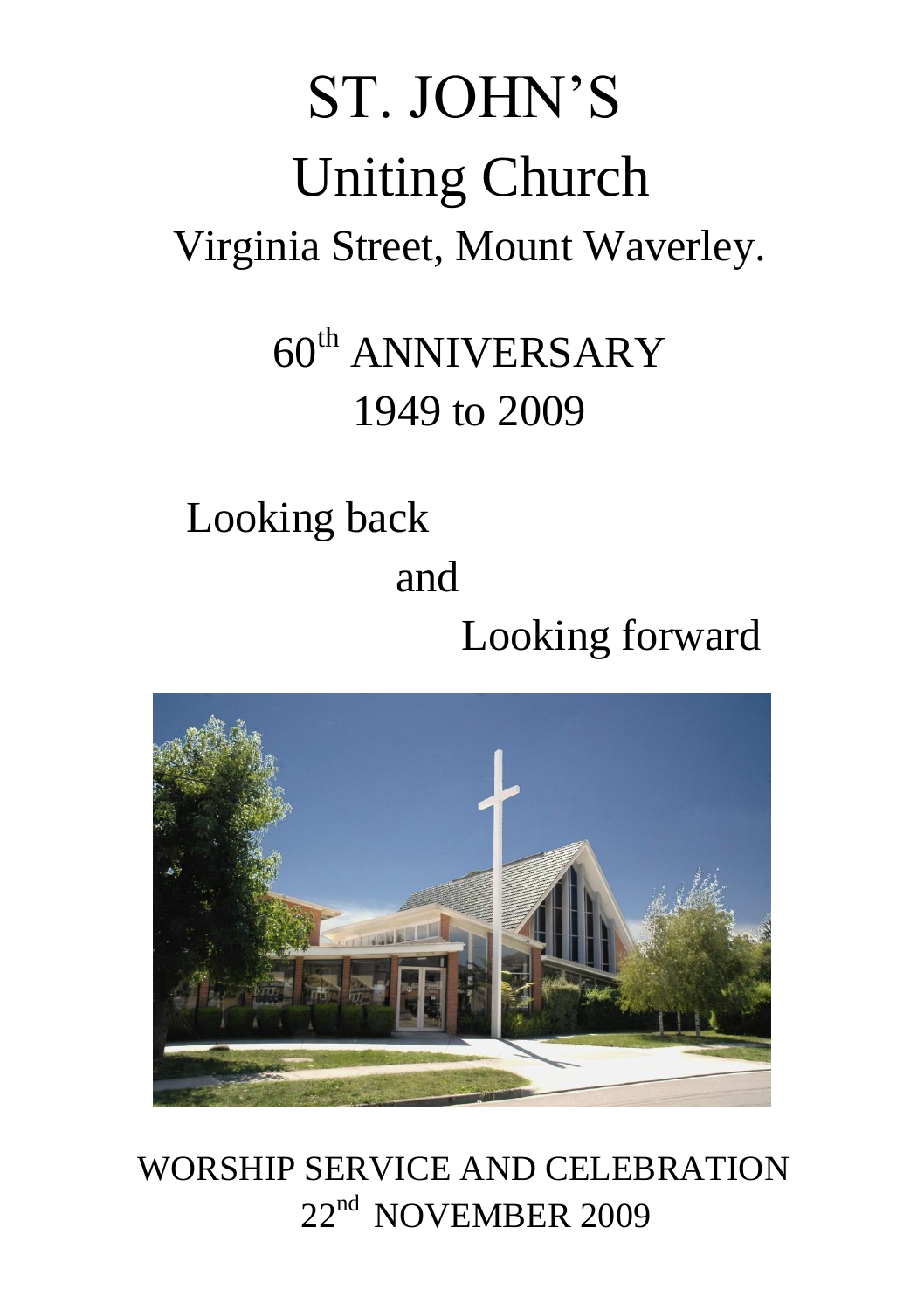# ST. JOHN'S

# Uniting Church

## Virginia Street, Mount Waverley.

## 60th ANNIVERSARY

## 1949 to 2009

Looking back

and

Looking forward

WORSHIP SERVICE AND CELEBRATION

22nd NOVEMBER 2009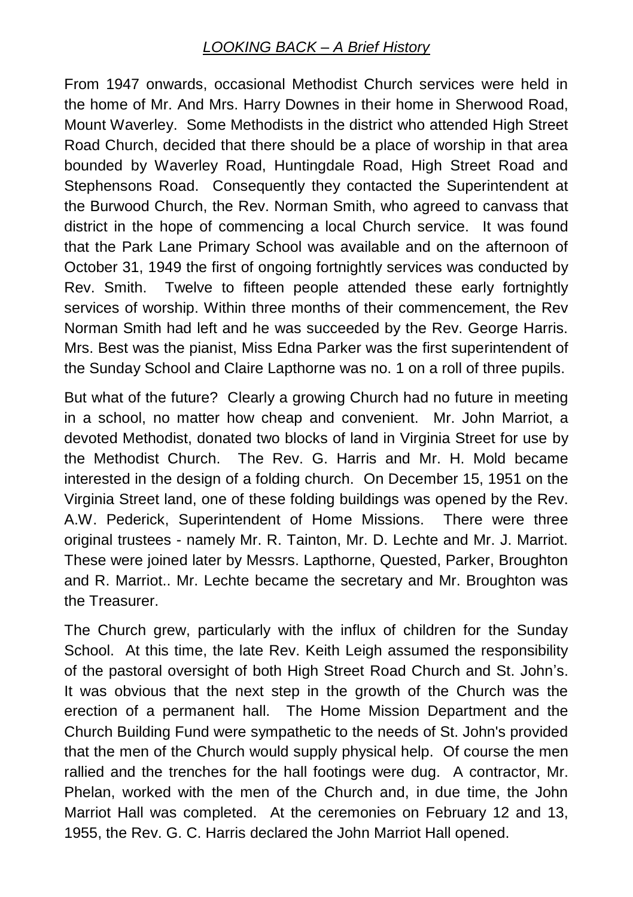## *LOOKING BACK – A Brief History*

From 1947 onwards, occasional Methodist Church services were held in the home of Mr. And Mrs. Harry Downes in their home in Sherwood Road, Mount Waverley. Some Methodists in the district who attended High Street Road Church, decided that there should be a place of worship in that area bounded by Waverley Road, Huntingdale Road, High Street Road and Stephensons Road. Consequently they contacted the Superintendent at the Burwood Church, the Rev. Norman Smith, who agreed to canvass that district in the hope of commencing a local Church service. It was found that the Park Lane Primary School was available and on the afternoon of October 31, 1949 the first of ongoing fortnightly services was conducted by Rev. Smith. Twelve to fifteen people attended these early fortnightly services of worship. Within three months of their commencement, the Rev Norman Smith had left and he was succeeded by the Rev. George Harris. Mrs. Best was the pianist, Miss Edna Parker was the first superintendent of the Sunday School and Claire Lapthorne was no. 1 on a roll of three pupils.

But what of the future? Clearly a growing Church had no future in meeting in a school, no matter how cheap and convenient. Mr. John Marriot, a devoted Methodist, donated two blocks of land in Virginia Street for use by the Methodist Church. The Rev. G. Harris and Mr. H. Mold became interested in the design of a folding church. On December 15, 1951 on the Virginia Street land, one of these folding buildings was opened by the Rev. A.W. Pederick, Superintendent of Home Missions. There were three original trustees - namely Mr. R. Tainton, Mr. D. Lechte and Mr. J. Marriot. These were joined later by Messrs. Lapthorne, Quested, Parker, Broughton and R. Marriot.. Mr. Lechte became the secretary and Mr. Broughton was the Treasurer.

The Church grew, particularly with the influx of children for the Sunday School. At this time, the late Rev. Keith Leigh assumed the responsibility of the pastoral oversight of both High Street Road Church and St. John's. It was obvious that the next step in the growth of the Church was the erection of a permanent hall. The Home Mission Department and the Church Building Fund were sympathetic to the needs of St. John's provided that the men of the Church would supply physical help. Of course the men rallied and the trenches for the hall footings were dug. A contractor, Mr. Phelan, worked with the men of the Church and, in due time, the John Marriot Hall was completed. At the ceremonies on February 12 and 13, 1955, the Rev. G. C. Harris declared the John Marriot Hall opened.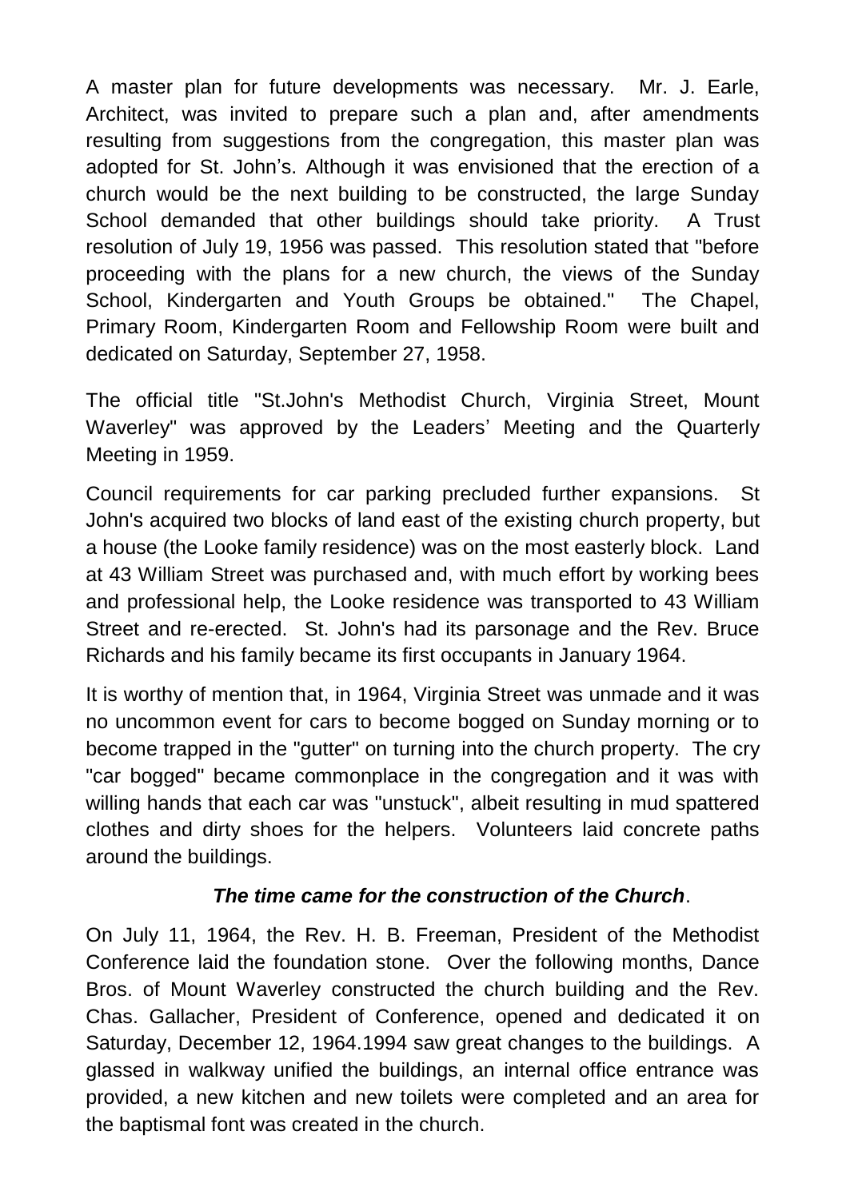A master plan for future developments was necessary. Mr. J. Earle, Architect, was invited to prepare such a plan and, after amendments resulting from suggestions from the congregation, this master plan was adopted for St. John's. Although it was envisioned that the erection of a church would be the next building to be constructed, the large Sunday School demanded that other buildings should take priority. A Trust resolution of July 19, 1956 was passed. This resolution stated that "before proceeding with the plans for a new church, the views of the Sunday School, Kindergarten and Youth Groups be obtained." The Chapel, Primary Room, Kindergarten Room and Fellowship Room were built and dedicated on Saturday, September 27, 1958.

The official title "St.John's Methodist Church, Virginia Street, Mount Waverley" was approved by the Leaders' Meeting and the Quarterly Meeting in 1959.

Council requirements for car parking precluded further expansions. St John's acquired two blocks of land east of the existing church property, but a house (the Looke family residence) was on the most easterly block. Land at 43 William Street was purchased and, with much effort by working bees and professional help, the Looke residence was transported to 43 William Street and re-erected. St. John's had its parsonage and the Rev. Bruce Richards and his family became its first occupants in January 1964.

It is worthy of mention that, in 1964, Virginia Street was unmade and it was no uncommon event for cars to become bogged on Sunday morning or to become trapped in the "gutter" on turning into the church property. The cry "car bogged" became commonplace in the congregation and it was with willing hands that each car was "unstuck", albeit resulting in mud spattered clothes and dirty shoes for the helpers. Volunteers laid concrete paths around the buildings.

***The time came for the construction of the Church*.**

On July 11, 1964, the Rev. H. B. Freeman, President of the Methodist Conference laid the foundation stone. Over the following months, Dance Bros. of Mount Waverley constructed the church building and the Rev. Chas. Gallacher, President of Conference, opened and dedicated it on Saturday, December 12, 1964.1994 saw great changes to the buildings. A glassed in walkway unified the buildings, an internal office entrance was provided, a new kitchen and new toilets were completed and an area for the baptismal font was created in the church.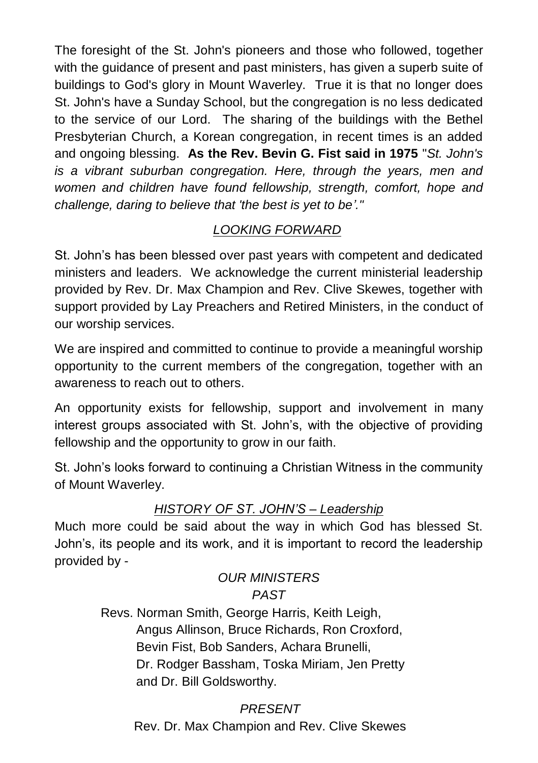The foresight of the St. John's pioneers and those who followed, together with the guidance of present and past ministers, has given a superb suite of buildings to God's glory in Mount Waverley. True it is that no longer does St. John's have a Sunday School, but the congregation is no less dedicated to the service of our Lord. The sharing of the buildings with the Bethel Presbyterian Church, a Korean congregation, in recent times is an added and ongoing blessing. **As the Rev. Bevin G. Fist said in 1975** "*St. John's is a vibrant suburban congregation. Here, through the years, men and women and children have found fellowship, strength, comfort, hope and challenge, daring to believe that 'the best is yet to be'."*

## *LOOKING FORWARD*

St. John's has been blessed over past years with competent and dedicated ministers and leaders. We acknowledge the current ministerial leadership provided by Rev. Dr. Max Champion and Rev. Clive Skewes, together with support provided by Lay Preachers and Retired Ministers, in the conduct of our worship services.

We are inspired and committed to continue to provide a meaningful worship opportunity to the current members of the congregation, together with an awareness to reach out to others.

An opportunity exists for fellowship, support and involvement in many interest groups associated with St. John's, with the objective of providing fellowship and the opportunity to grow in our faith.

St. John's looks forward to continuing a Christian Witness in the community of Mount Waverley.

## *HISTORY OF ST. JOHN'S – Leadership*

Much more could be said about the way in which God has blessed St. John's, its people and its work, and it is important to record the leadership provided by -

### *OUR MINISTERS*

#### *PAST*

Revs. Norman Smith, George Harris, Keith Leigh, Angus Allinson, Bruce Richards, Ron Croxford, Bevin Fist, Bob Sanders, Achara Brunelli, Dr. Rodger Bassham, Toska Miriam, Jen Pretty and Dr. Bill Goldsworthy.

#### *PRESENT*

Rev. Dr. Max Champion and Rev. Clive Skewes